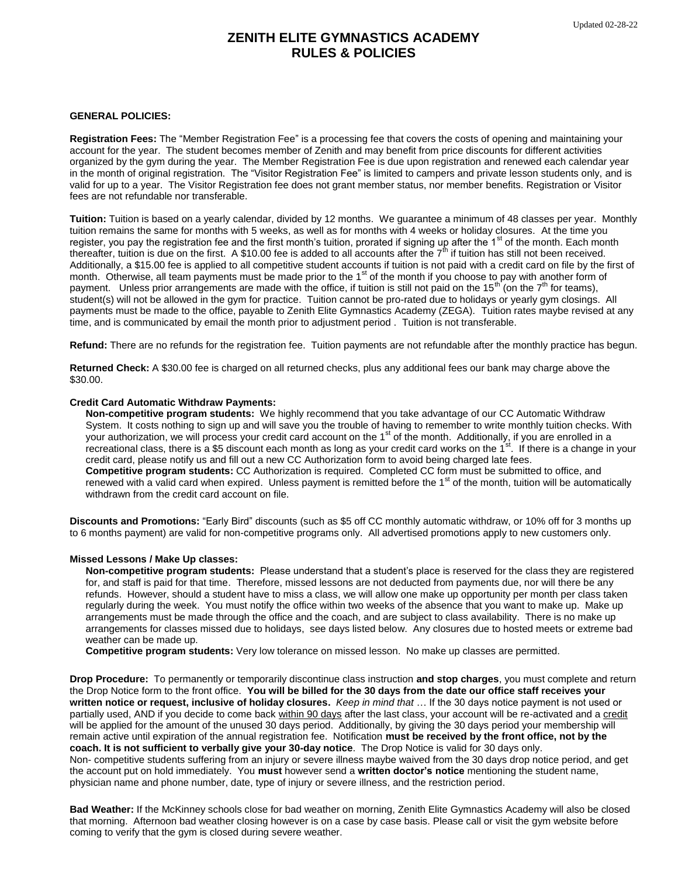Updated 02-28-22

# ZENITH ELITE GYMNASTICS ACADEMY
# RULES & POLICIES

**GENERAL POLICIES:**

**Registration Fees:** The "Member Registration Fee" is a processing fee that covers the costs of opening and maintaining your account for the year. The student becomes member of Zenith and may benefit from price discounts for different activities organized by the gym during the year. The Member Registration Fee is due upon registration and renewed each calendar year in the month of original registration. The "Visitor Registration Fee" is limited to campers and private lesson students only, and is valid for up to a year. The Visitor Registration fee does not grant member status, nor member benefits. Registration or Visitor fees are not refundable nor transferable.

**Tuition:** Tuition is based on a yearly calendar, divided by 12 months. We guarantee a minimum of 48 classes per year. Monthly tuition remains the same for months with 5 weeks, as well as for months with 4 weeks or holiday closures. At the time you register, you pay the registration fee and the first month's tuition, prorated if signing up after the 1st of the month. Each month thereafter, tuition is due on the first. A $10.00 fee is added to all accounts after the 7th if tuition has still not been received. Additionally, a $15.00 fee is applied to all competitive student accounts if tuition is not paid with a credit card on file by the first of month. Otherwise, all team payments must be made prior to the 1st of the month if you choose to pay with another form of payment. Unless prior arrangements are made with the office, if tuition is still not paid on the 15th (on the 7th for teams), student(s) will not be allowed in the gym for practice. Tuition cannot be pro-rated due to holidays or yearly gym closings. All payments must be made to the office, payable to Zenith Elite Gymnastics Academy (ZEGA). Tuition rates maybe revised at any time, and is communicated by email the month prior to adjustment period . Tuition is not transferable.

**Refund:** There are no refunds for the registration fee. Tuition payments are not refundable after the monthly practice has begun.

**Returned Check:** A $30.00 fee is charged on all returned checks, plus any additional fees our bank may charge above the $30.00.

**Credit Card Automatic Withdraw Payments:**

**Non-competitive program students:** We highly recommend that you take advantage of our CC Automatic Withdraw System. It costs nothing to sign up and will save you the trouble of having to remember to write monthly tuition checks. With your authorization, we will process your credit card account on the 1st of the month. Additionally, if you are enrolled in a recreational class, there is a $5 discount each month as long as your credit card works on the 1st. If there is a change in your credit card, please notify us and fill out a new CC Authorization form to avoid being charged late fees.

**Competitive program students:** CC Authorization is required. Completed CC form must be submitted to office, and renewed with a valid card when expired. Unless payment is remitted before the 1st of the month, tuition will be automatically withdrawn from the credit card account on file.

**Discounts and Promotions:** "Early Bird" discounts (such as $5 off CC monthly automatic withdraw, or 10% off for 3 months up to 6 months payment) are valid for non-competitive programs only. All advertised promotions apply to new customers only.

**Missed Lessons / Make Up classes:**

**Non-competitive program students:** Please understand that a student's place is reserved for the class they are registered for, and staff is paid for that time. Therefore, missed lessons are not deducted from payments due, nor will there be any refunds. However, should a student have to miss a class, we will allow one make up opportunity per month per class taken regularly during the week. You must notify the office within two weeks of the absence that you want to make up. Make up arrangements must be made through the office and the coach, and are subject to class availability. There is no make up arrangements for classes missed due to holidays, see days listed below. Any closures due to hosted meets or extreme bad weather can be made up.

**Competitive program students:** Very low tolerance on missed lesson. No make up classes are permitted.

**Drop Procedure:** To permanently or temporarily discontinue class instruction **and stop charges**, you must complete and return the Drop Notice form to the front office. **You will be billed for the 30 days from the date our office staff receives your written notice or request, inclusive of holiday closures.** *Keep in mind that* … If the 30 days notice payment is not used or partially used, AND if you decide to come back within 90 days after the last class, your account will be re-activated and a credit will be applied for the amount of the unused 30 days period. Additionally, by giving the 30 days period your membership will remain active until expiration of the annual registration fee. Notification **must be received by the front office, not by the coach. It is not sufficient to verbally give your 30-day notice**. The Drop Notice is valid for 30 days only.
Non- competitive students suffering from an injury or severe illness maybe waived from the 30 days drop notice period, and get the account put on hold immediately. You **must** however send a **written doctor's notice** mentioning the student name, physician name and phone number, date, type of injury or severe illness, and the restriction period.

**Bad Weather:** If the McKinney schools close for bad weather on morning, Zenith Elite Gymnastics Academy will also be closed that morning. Afternoon bad weather closing however is on a case by case basis. Please call or visit the gym website before coming to verify that the gym is closed during severe weather.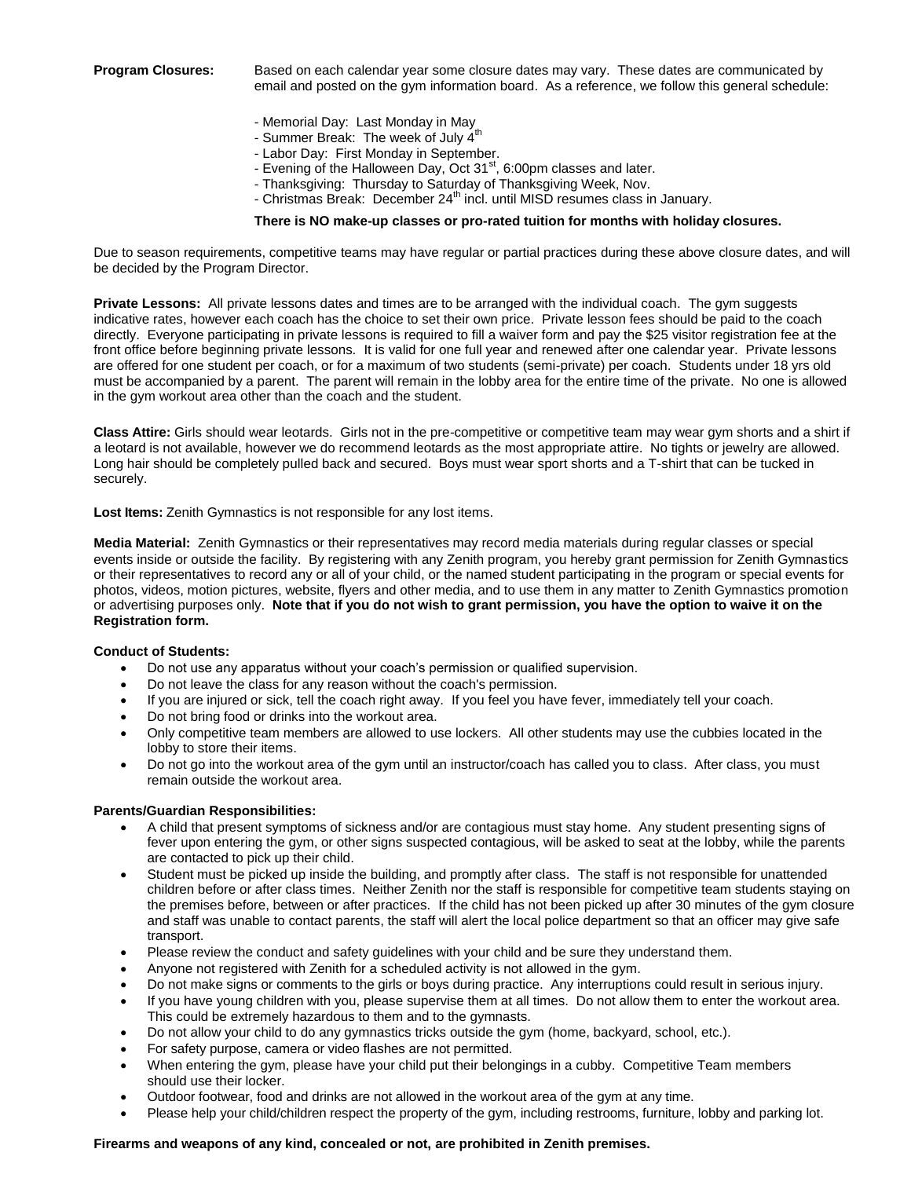**Program Closures:** Based on each calendar year some closure dates may vary. These dates are communicated by email and posted on the gym information board. As a reference, we follow this general schedule:

- Memorial Day: Last Monday in May
- Summer Break: The week of July 4th
- Labor Day: First Monday in September.
- Evening of the Halloween Day, Oct 31st, 6:00pm classes and later.
- Thanksgiving: Thursday to Saturday of Thanksgiving Week, Nov.
- Christmas Break: December 24th incl. until MISD resumes class in January.

**There is NO make-up classes or pro-rated tuition for months with holiday closures.**

Due to season requirements, competitive teams may have regular or partial practices during these above closure dates, and will be decided by the Program Director.

**Private Lessons:** All private lessons dates and times are to be arranged with the individual coach. The gym suggests indicative rates, however each coach has the choice to set their own price. Private lesson fees should be paid to the coach directly. Everyone participating in private lessons is required to fill a waiver form and pay the $25 visitor registration fee at the front office before beginning private lessons. It is valid for one full year and renewed after one calendar year. Private lessons are offered for one student per coach, or for a maximum of two students (semi-private) per coach. Students under 18 yrs old must be accompanied by a parent. The parent will remain in the lobby area for the entire time of the private. No one is allowed in the gym workout area other than the coach and the student.

**Class Attire:** Girls should wear leotards. Girls not in the pre-competitive or competitive team may wear gym shorts and a shirt if a leotard is not available, however we do recommend leotards as the most appropriate attire. No tights or jewelry are allowed. Long hair should be completely pulled back and secured. Boys must wear sport shorts and a T-shirt that can be tucked in securely.

**Lost Items:** Zenith Gymnastics is not responsible for any lost items.

**Media Material:** Zenith Gymnastics or their representatives may record media materials during regular classes or special events inside or outside the facility. By registering with any Zenith program, you hereby grant permission for Zenith Gymnastics or their representatives to record any or all of your child, or the named student participating in the program or special events for photos, videos, motion pictures, website, flyers and other media, and to use them in any matter to Zenith Gymnastics promotion or advertising purposes only. **Note that if you do not wish to grant permission, you have the option to waive it on the Registration form.**

**Conduct of Students:**

- Do not use any apparatus without your coach's permission or qualified supervision.
- Do not leave the class for any reason without the coach's permission.
- If you are injured or sick, tell the coach right away. If you feel you have fever, immediately tell your coach.
- Do not bring food or drinks into the workout area.
- Only competitive team members are allowed to use lockers. All other students may use the cubbies located in the lobby to store their items.
- Do not go into the workout area of the gym until an instructor/coach has called you to class. After class, you must remain outside the workout area.

**Parents/Guardian Responsibilities:**

- A child that present symptoms of sickness and/or are contagious must stay home. Any student presenting signs of fever upon entering the gym, or other signs suspected contagious, will be asked to seat at the lobby, while the parents are contacted to pick up their child.
- Student must be picked up inside the building, and promptly after class. The staff is not responsible for unattended children before or after class times. Neither Zenith nor the staff is responsible for competitive team students staying on the premises before, between or after practices. If the child has not been picked up after 30 minutes of the gym closure and staff was unable to contact parents, the staff will alert the local police department so that an officer may give safe transport.
- Please review the conduct and safety guidelines with your child and be sure they understand them.
- Anyone not registered with Zenith for a scheduled activity is not allowed in the gym.
- Do not make signs or comments to the girls or boys during practice. Any interruptions could result in serious injury.
- If you have young children with you, please supervise them at all times. Do not allow them to enter the workout area. This could be extremely hazardous to them and to the gymnasts.
- Do not allow your child to do any gymnastics tricks outside the gym (home, backyard, school, etc.).
- For safety purpose, camera or video flashes are not permitted.
- When entering the gym, please have your child put their belongings in a cubby. Competitive Team members should use their locker.
- Outdoor footwear, food and drinks are not allowed in the workout area of the gym at any time.
- Please help your child/children respect the property of the gym, including restrooms, furniture, lobby and parking lot.

**Firearms and weapons of any kind, concealed or not, are prohibited in Zenith premises.**